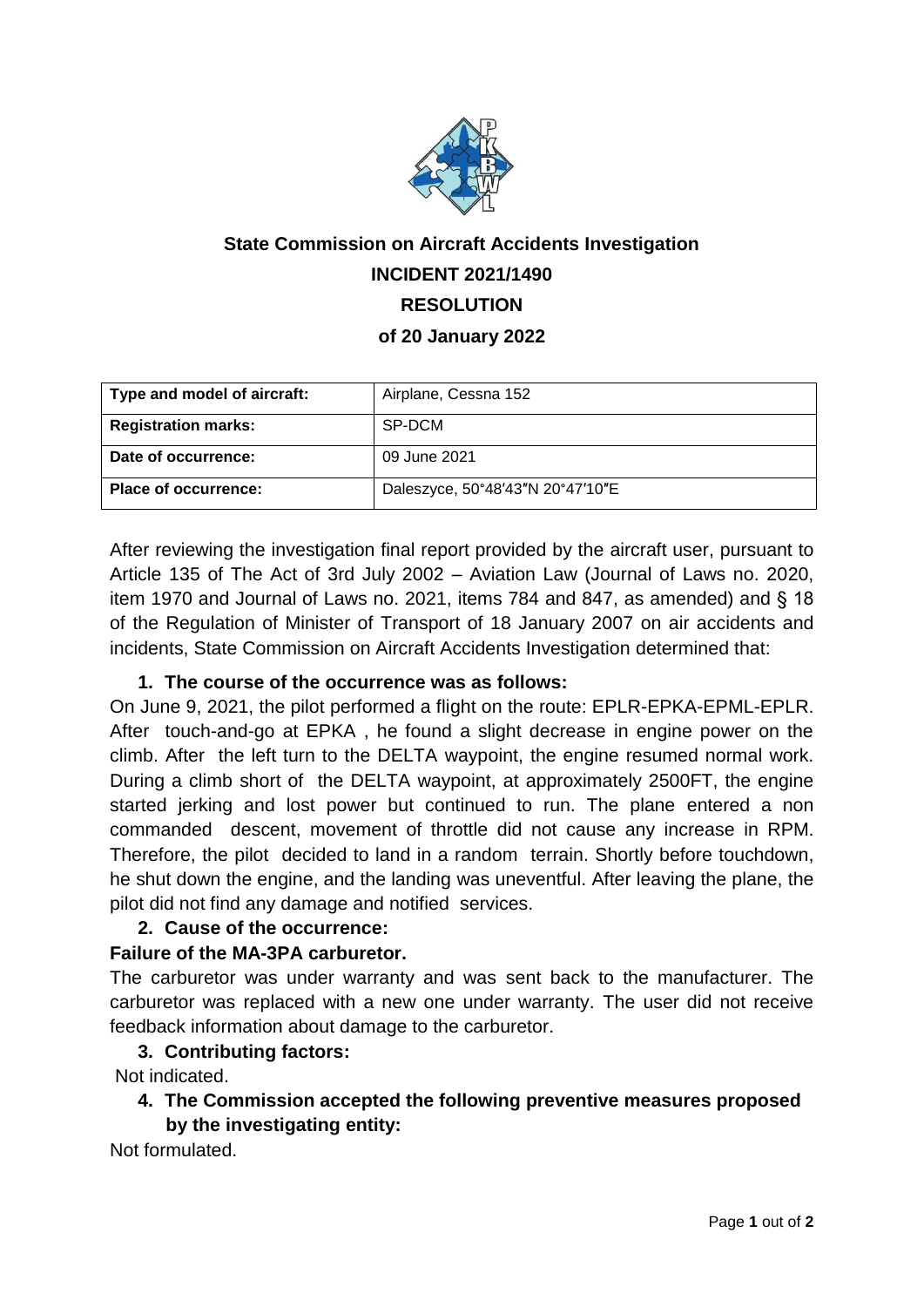**State Commission on Aircraft Accidents Investigation**

**INCIDENT 2021/1490**

**RESOLUTION**

**of 20 January 2022**

| Type and model of aircraft: | Airplane, Cessna 152 |
| --- | --- |
| **Registration marks:** | SP-DCM |
| **Date of occurrence:** | 09 June 2021 |
| **Place of occurrence:** | Daleszyce, 50°48′43″N 20°47′10″E |

After reviewing the investigation final report provided by the aircraft user, pursuant to Article 135 of The Act of 3rd July 2002 – Aviation Law (Journal of Laws no. 2020, item 1970 and Journal of Laws no. 2021, items 784 and 847, as amended) and § 18 of the Regulation of Minister of Transport of 18 January 2007 on air accidents and incidents, State Commission on Aircraft Accidents Investigation determined that:

1. **The course of the occurrence was as follows:**

On June 9, 2021, the pilot performed a flight on the route: EPLR-EPKA-EPML-EPLR. After touch-and-go at EPKA , he found a slight decrease in engine power on the climb. After the left turn to the DELTA waypoint, the engine resumed normal work. During a climb short of the DELTA waypoint, at approximately 2500FT, the engine started jerking and lost power but continued to run. The plane entered a non commanded descent, movement of throttle did not cause any increase in RPM. Therefore, the pilot decided to land in a random terrain. Shortly before touchdown, he shut down the engine, and the landing was uneventful. After leaving the plane, the pilot did not find any damage and notified services.

2. **Cause of the occurrence:**

**Failure of the MA-3PA carburetor.**

The carburetor was under warranty and was sent back to the manufacturer. The carburetor was replaced with a new one under warranty. The user did not receive feedback information about damage to the carburetor.

3. **Contributing factors:**

Not indicated.

4. **The Commission accepted the following preventive measures proposed by the investigating entity:**

Not formulated.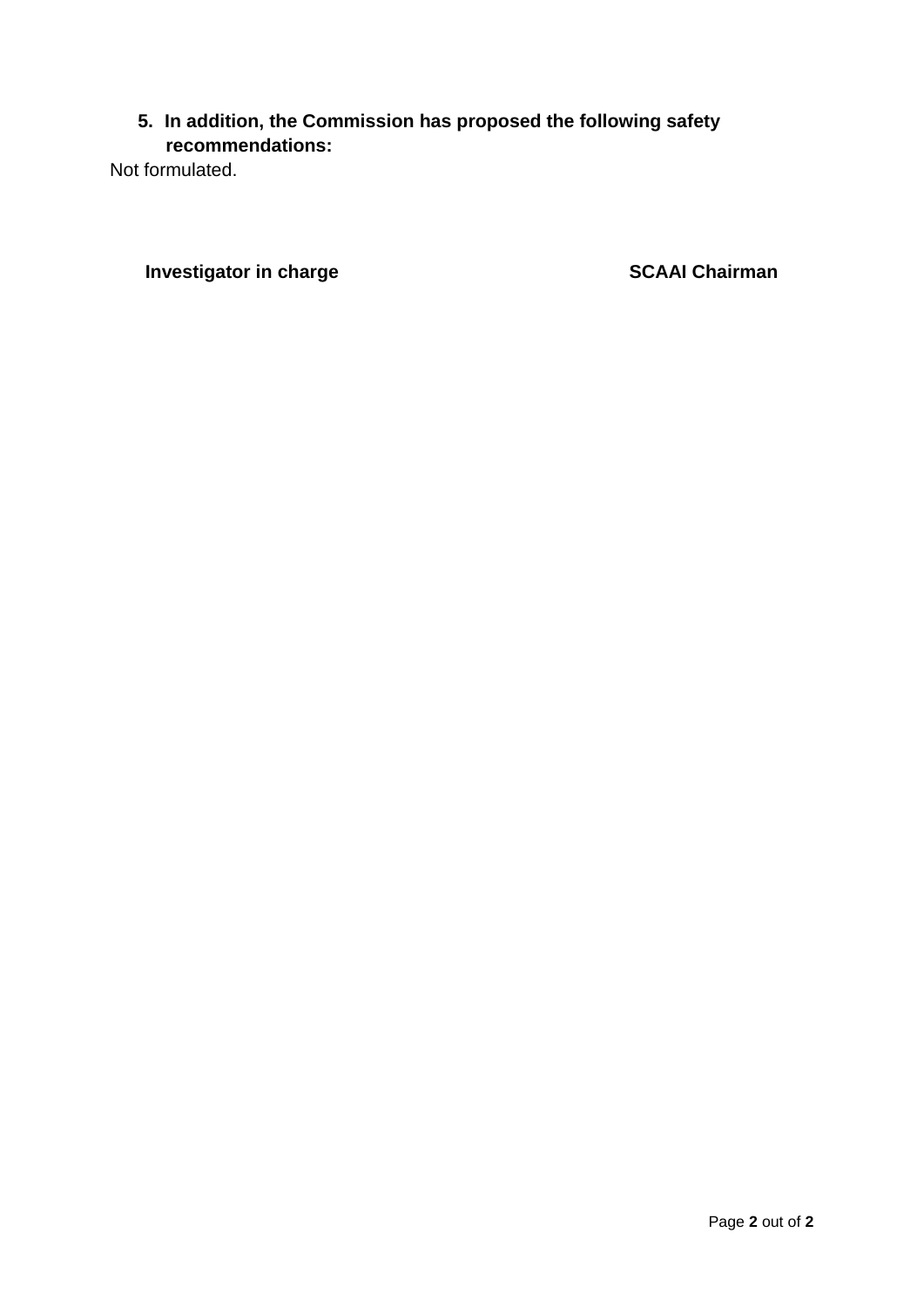**5. In addition, the Commission has proposed the following safety recommendations:**

Not formulated.

**Investigator in charge** **SCAAI Chairman**